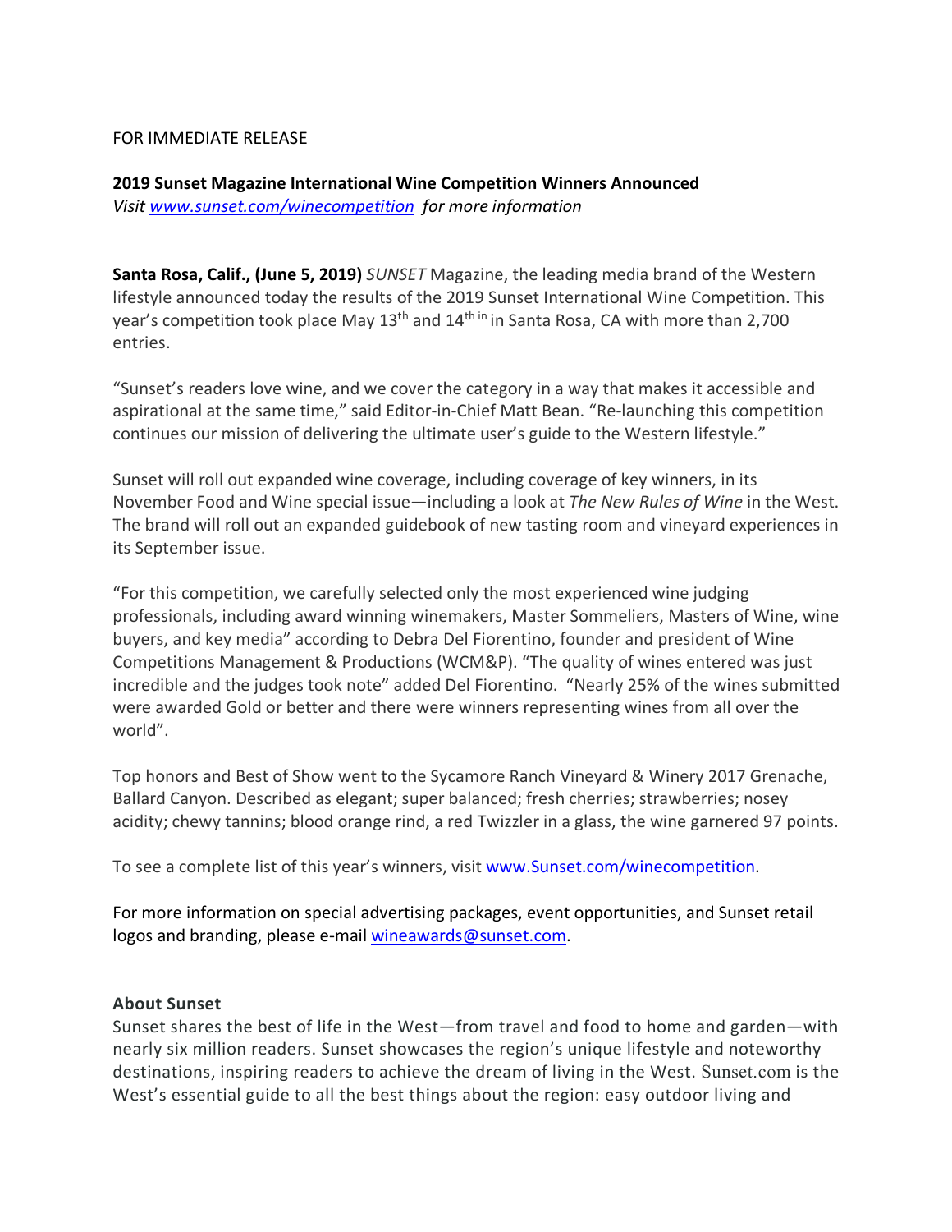FOR IMMEDIATE RELEASE

**2019 Sunset Magazine International Wine Competition Winners Announced**
*Visit www.sunset.com/winecompetition for more information*

**Santa Rosa, Calif., (June 5, 2019)** *SUNSET* Magazine, the leading media brand of the Western lifestyle announced today the results of the 2019 Sunset International Wine Competition. This year's competition took place May 13th and 14th in Santa Rosa, CA with more than 2,700 entries.

"Sunset's readers love wine, and we cover the category in a way that makes it accessible and aspirational at the same time," said Editor-in-Chief Matt Bean. "Re-launching this competition continues our mission of delivering the ultimate user's guide to the Western lifestyle."

Sunset will roll out expanded wine coverage, including coverage of key winners, in its November Food and Wine special issue—including a look at *The New Rules of Wine* in the West. The brand will roll out an expanded guidebook of new tasting room and vineyard experiences in its September issue.

"For this competition, we carefully selected only the most experienced wine judging professionals, including award winning winemakers, Master Sommeliers, Masters of Wine, wine buyers, and key media" according to Debra Del Fiorentino, founder and president of Wine Competitions Management & Productions (WCM&P). "The quality of wines entered was just incredible and the judges took note" added Del Fiorentino. "Nearly 25% of the wines submitted were awarded Gold or better and there were winners representing wines from all over the world".

Top honors and Best of Show went to the Sycamore Ranch Vineyard & Winery 2017 Grenache, Ballard Canyon. Described as elegant; super balanced; fresh cherries; strawberries; nosey acidity; chewy tannins; blood orange rind, a red Twizzler in a glass, the wine garnered 97 points.

To see a complete list of this year's winners, visit www.Sunset.com/winecompetition.

For more information on special advertising packages, event opportunities, and Sunset retail logos and branding, please e-mail wineawards@sunset.com.

**About Sunset**

Sunset shares the best of life in the West—from travel and food to home and garden—with nearly six million readers. Sunset showcases the region's unique lifestyle and noteworthy destinations, inspiring readers to achieve the dream of living in the West. Sunset.com is the West's essential guide to all the best things about the region: easy outdoor living and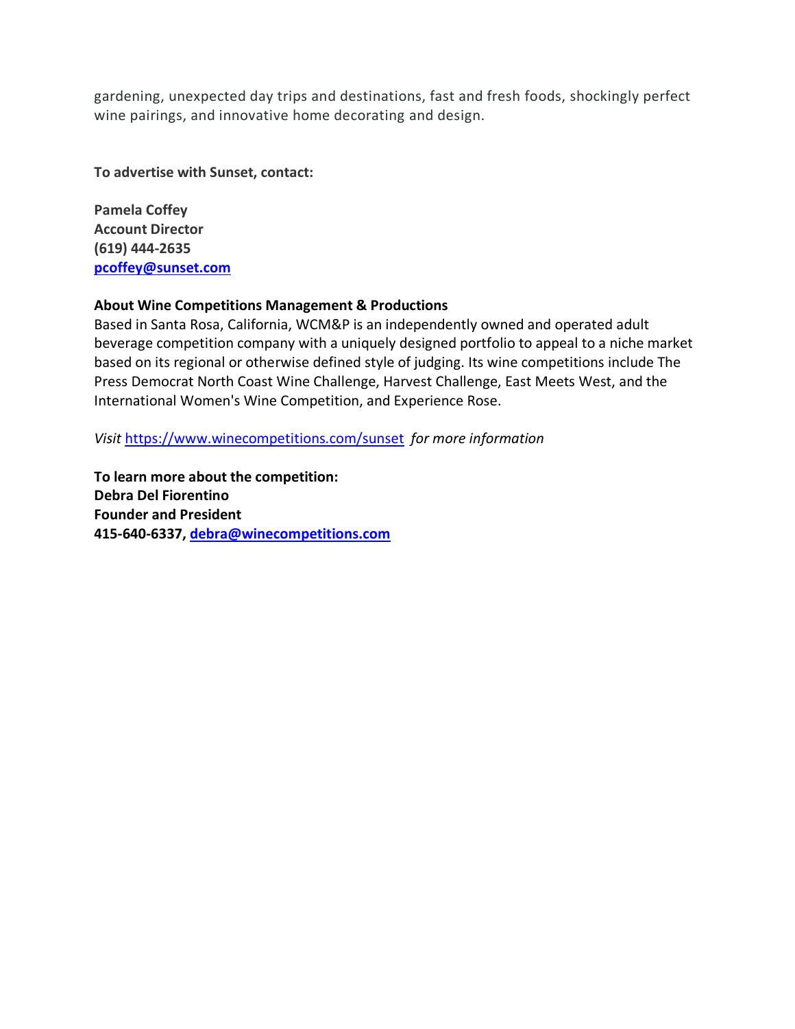gardening, unexpected day trips and destinations, fast and fresh foods, shockingly perfect wine pairings, and innovative home decorating and design.

**To advertise with Sunset, contact:**

**Pamela Coffey**
**Account Director**
**(619) 444-2635**
**pcoffey@sunset.com**

**About Wine Competitions Management & Productions**
Based in Santa Rosa, California, WCM&P is an independently owned and operated adult beverage competition company with a uniquely designed portfolio to appeal to a niche market based on its regional or otherwise defined style of judging. Its wine competitions include The Press Democrat North Coast Wine Challenge, Harvest Challenge, East Meets West, and the International Women's Wine Competition, and Experience Rose.

*Visit* https://www.winecompetitions.com/sunset *for more information*

**To learn more about the competition:**
**Debra Del Fiorentino**
**Founder and President**
**415-640-6337, debra@winecompetitions.com**